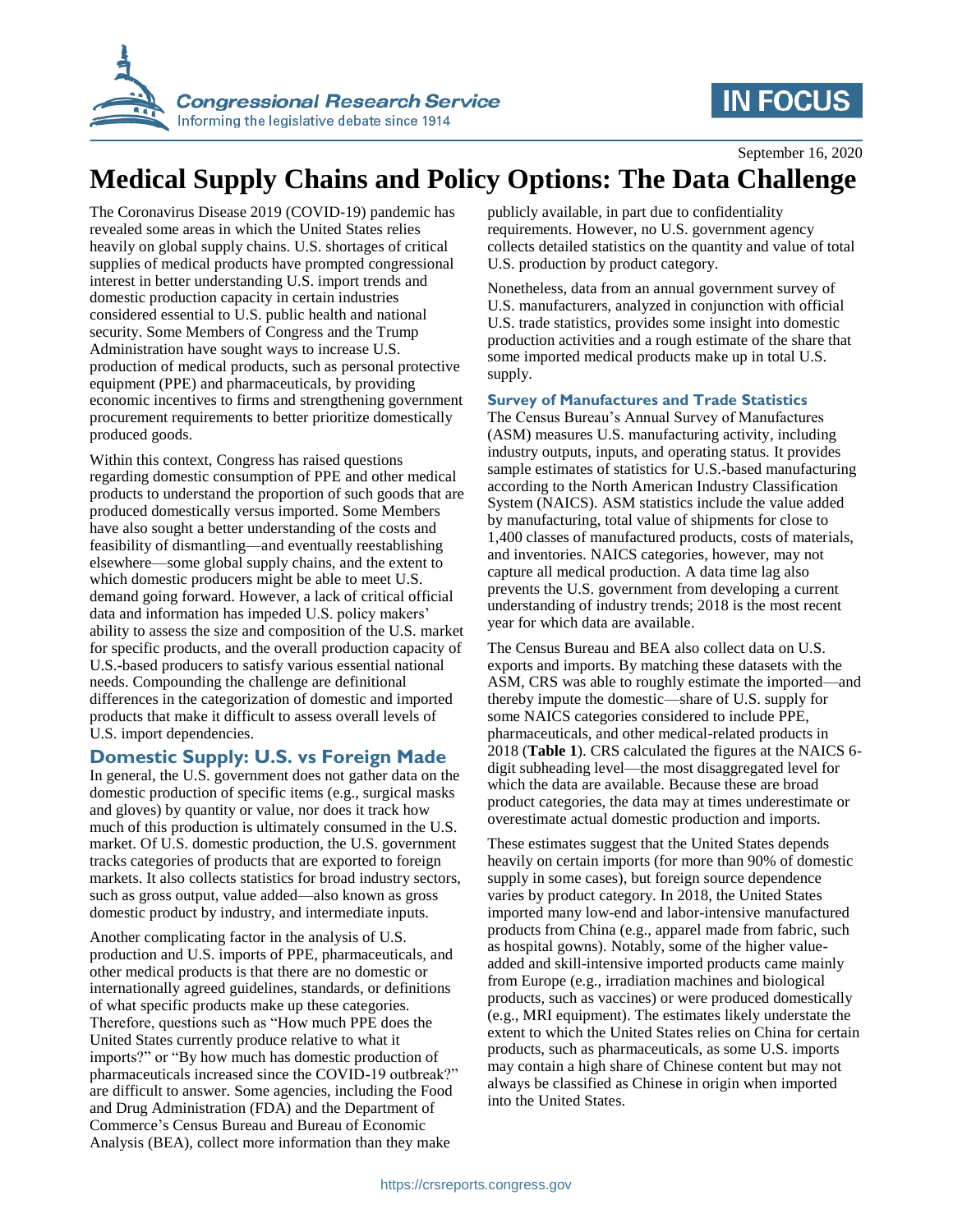# Medical Supply Chains and Policy Options: The Data Challenge

September 16, 2020

The Coronavirus Disease 2019 (COVID-19) pandemic has revealed some areas in which the United States relies heavily on global supply chains. U.S. shortages of critical supplies of medical products have prompted congressional interest in better understanding U.S. import trends and domestic production capacity in certain industries considered essential to U.S. public health and national security. Some Members of Congress and the Trump Administration have sought ways to increase U.S. production of medical products, such as personal protective equipment (PPE) and pharmaceuticals, by providing economic incentives to firms and strengthening government procurement requirements to better prioritize domestically produced goods.

Within this context, Congress has raised questions regarding domestic consumption of PPE and other medical products to understand the proportion of such goods that are produced domestically versus imported. Some Members have also sought a better understanding of the costs and feasibility of dismantling—and eventually reestablishing elsewhere—some global supply chains, and the extent to which domestic producers might be able to meet U.S. demand going forward. However, a lack of critical official data and information has impeded U.S. policy makers' ability to assess the size and composition of the U.S. market for specific products, and the overall production capacity of U.S.-based producers to satisfy various essential national needs. Compounding the challenge are definitional differences in the categorization of domestic and imported products that make it difficult to assess overall levels of U.S. import dependencies.

## Domestic Supply: U.S. vs Foreign Made

In general, the U.S. government does not gather data on the domestic production of specific items (e.g., surgical masks and gloves) by quantity or value, nor does it track how much of this production is ultimately consumed in the U.S. market. Of U.S. domestic production, the U.S. government tracks categories of products that are exported to foreign markets. It also collects statistics for broad industry sectors, such as gross output, value added—also known as gross domestic product by industry, and intermediate inputs.

Another complicating factor in the analysis of U.S. production and U.S. imports of PPE, pharmaceuticals, and other medical products is that there are no domestic or internationally agreed guidelines, standards, or definitions of what specific products make up these categories. Therefore, questions such as "How much PPE does the United States currently produce relative to what it imports?" or "By how much has domestic production of pharmaceuticals increased since the COVID-19 outbreak?" are difficult to answer. Some agencies, including the Food and Drug Administration (FDA) and the Department of Commerce's Census Bureau and Bureau of Economic Analysis (BEA), collect more information than they make publicly available, in part due to confidentiality requirements. However, no U.S. government agency collects detailed statistics on the quantity and value of total U.S. production by product category.

Nonetheless, data from an annual government survey of U.S. manufacturers, analyzed in conjunction with official U.S. trade statistics, provides some insight into domestic production activities and a rough estimate of the share that some imported medical products make up in total U.S. supply.

### Survey of Manufactures and Trade Statistics

The Census Bureau's Annual Survey of Manufactures (ASM) measures U.S. manufacturing activity, including industry outputs, inputs, and operating status. It provides sample estimates of statistics for U.S.-based manufacturing according to the North American Industry Classification System (NAICS). ASM statistics include the value added by manufacturing, total value of shipments for close to 1,400 classes of manufactured products, costs of materials, and inventories. NAICS categories, however, may not capture all medical production. A data time lag also prevents the U.S. government from developing a current understanding of industry trends; 2018 is the most recent year for which data are available.

The Census Bureau and BEA also collect data on U.S. exports and imports. By matching these datasets with the ASM, CRS was able to roughly estimate the imported—and thereby impute the domestic—share of U.S. supply for some NAICS categories considered to include PPE, pharmaceuticals, and other medical-related products in 2018 (**Table 1**). CRS calculated the figures at the NAICS 6-digit subheading level—the most disaggregated level for which the data are available. Because these are broad product categories, the data may at times underestimate or overestimate actual domestic production and imports.

These estimates suggest that the United States depends heavily on certain imports (for more than 90% of domestic supply in some cases), but foreign source dependence varies by product category. In 2018, the United States imported many low-end and labor-intensive manufactured products from China (e.g., apparel made from fabric, such as hospital gowns). Notably, some of the higher value-added and skill-intensive imported products came mainly from Europe (e.g., irradiation machines and biological products, such as vaccines) or were produced domestically (e.g., MRI equipment). The estimates likely understate the extent to which the United States relies on China for certain products, such as pharmaceuticals, as some U.S. imports may contain a high share of Chinese content but may not always be classified as Chinese in origin when imported into the United States.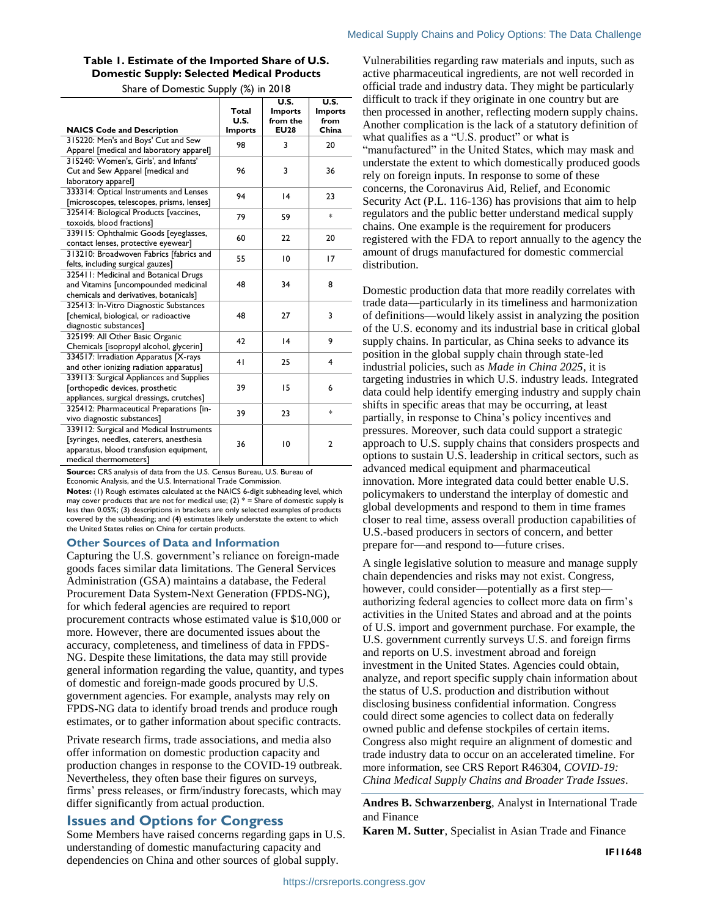**Table 1. Estimate of the Imported Share of U.S. Domestic Supply: Selected Medical Products**

Share of Domestic Supply (%) in 2018

| NAICS Code and Description | Total U.S. Imports | U.S. Imports from the EU28 | U.S. Imports from China |
|---|---|---|---|
| 315220: Men's and Boys' Cut and Sew Apparel [medical and laboratory apparel] | 98 | 3 | 20 |
| 315240: Women's, Girls', and Infants' Cut and Sew Apparel [medical and laboratory apparel] | 96 | 3 | 36 |
| 333314: Optical Instruments and Lenses [microscopes, telescopes, prisms, lenses] | 94 | 14 | 23 |
| 325414: Biological Products [vaccines, toxoids, blood fractions] | 79 | 59 | * |
| 339115: Ophthalmic Goods [eyeglasses, contact lenses, protective eyewear] | 60 | 22 | 20 |
| 313210: Broadwoven Fabrics [fabrics and felts, including surgical gauzes] | 55 | 10 | 17 |
| 325411: Medicinal and Botanical Drugs and Vitamins [uncompounded medicinal chemicals and derivatives, botanicals] | 48 | 34 | 8 |
| 325413: In-Vitro Diagnostic Substances [chemical, biological, or radioactive diagnostic substances] | 48 | 27 | 3 |
| 325199: All Other Basic Organic Chemicals [isopropyl alcohol, glycerin] | 42 | 14 | 9 |
| 334517: Irradiation Apparatus [X-rays and other ionizing radiation apparatus] | 41 | 25 | 4 |
| 339113: Surgical Appliances and Supplies [orthopedic devices, prosthetic appliances, surgical dressings, crutches] | 39 | 15 | 6 |
| 325412: Pharmaceutical Preparations [in-vivo diagnostic substances] | 39 | 23 | * |
| 339112: Surgical and Medical Instruments [syringes, needles, caterers, anesthesia apparatus, blood transfusion equipment, medical thermometers] | 36 | 10 | 2 |

**Source:** CRS analysis of data from the U.S. Census Bureau, U.S. Bureau of Economic Analysis, and the U.S. International Trade Commission.

**Notes:** (1) Rough estimates calculated at the NAICS 6-digit subheading level, which may cover products that are not for medical use; (2) * = Share of domestic supply is less than 0.05%; (3) descriptions in brackets are only selected examples of products covered by the subheading; and (4) estimates likely understate the extent to which the United States relies on China for certain products.

### Other Sources of Data and Information

Capturing the U.S. government's reliance on foreign-made goods faces similar data limitations. The General Services Administration (GSA) maintains a database, the Federal Procurement Data System-Next Generation (FPDS-NG), for which federal agencies are required to report procurement contracts whose estimated value is $10,000 or more. However, there are documented issues about the accuracy, completeness, and timeliness of data in FPDS-NG. Despite these limitations, the data may still provide general information regarding the value, quantity, and types of domestic and foreign-made goods procured by U.S. government agencies. For example, analysts may rely on FPDS-NG data to identify broad trends and produce rough estimates, or to gather information about specific contracts.

Private research firms, trade associations, and media also offer information on domestic production capacity and production changes in response to the COVID-19 outbreak. Nevertheless, they often base their figures on surveys, firms' press releases, or firm/industry forecasts, which may differ significantly from actual production.

## Issues and Options for Congress

Some Members have raised concerns regarding gaps in U.S. understanding of domestic manufacturing capacity and dependencies on China and other sources of global supply. Vulnerabilities regarding raw materials and inputs, such as active pharmaceutical ingredients, are not well recorded in official trade and industry data. They might be particularly difficult to track if they originate in one country but are then processed in another, reflecting modern supply chains. Another complication is the lack of a statutory definition of what qualifies as a "U.S. product" or what is "manufactured" in the United States, which may mask and understate the extent to which domestically produced goods rely on foreign inputs. In response to some of these concerns, the Coronavirus Aid, Relief, and Economic Security Act (P.L. 116-136) has provisions that aim to help regulators and the public better understand medical supply chains. One example is the requirement for producers registered with the FDA to report annually to the agency the amount of drugs manufactured for domestic commercial distribution.

Domestic production data that more readily correlates with trade data—particularly in its timeliness and harmonization of definitions—would likely assist in analyzing the position of the U.S. economy and its industrial base in critical global supply chains. In particular, as China seeks to advance its position in the global supply chain through state-led industrial policies, such as *Made in China 2025*, it is targeting industries in which U.S. industry leads. Integrated data could help identify emerging industry and supply chain shifts in specific areas that may be occurring, at least partially, in response to China's policy incentives and pressures. Moreover, such data could support a strategic approach to U.S. supply chains that considers prospects and options to sustain U.S. leadership in critical sectors, such as advanced medical equipment and pharmaceutical innovation. More integrated data could better enable U.S. policymakers to understand the interplay of domestic and global developments and respond to them in time frames closer to real time, assess overall production capabilities of U.S.-based producers in sectors of concern, and better prepare for—and respond to—future crises.

A single legislative solution to measure and manage supply chain dependencies and risks may not exist. Congress, however, could consider—potentially as a first step—authorizing federal agencies to collect more data on firm's activities in the United States and abroad and at the points of U.S. import and government purchase. For example, the U.S. government currently surveys U.S. and foreign firms and reports on U.S. investment abroad and foreign investment in the United States. Agencies could obtain, analyze, and report specific supply chain information about the status of U.S. production and distribution without disclosing business confidential information. Congress could direct some agencies to collect data on federally owned public and defense stockpiles of certain items. Congress also might require an alignment of domestic and trade industry data to occur on an accelerated timeline. For more information, see CRS Report R46304, *COVID-19: China Medical Supply Chains and Broader Trade Issues*.

**Andres B. Schwarzenberg**, Analyst in International Trade and Finance

**Karen M. Sutter**, Specialist in Asian Trade and Finance

**IF11648**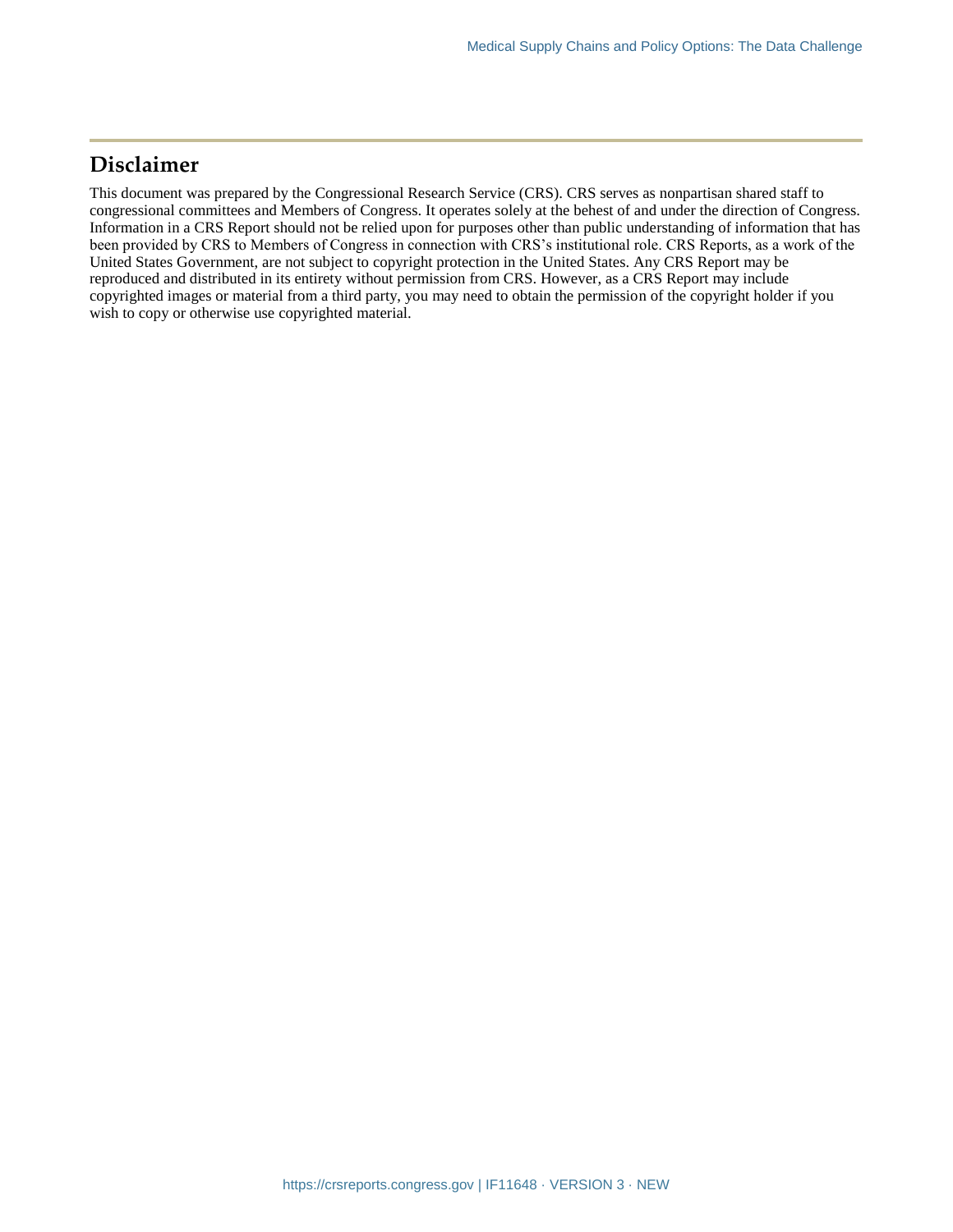## Disclaimer

This document was prepared by the Congressional Research Service (CRS). CRS serves as nonpartisan shared staff to congressional committees and Members of Congress. It operates solely at the behest of and under the direction of Congress. Information in a CRS Report should not be relied upon for purposes other than public understanding of information that has been provided by CRS to Members of Congress in connection with CRS's institutional role. CRS Reports, as a work of the United States Government, are not subject to copyright protection in the United States. Any CRS Report may be reproduced and distributed in its entirety without permission from CRS. However, as a CRS Report may include copyrighted images or material from a third party, you may need to obtain the permission of the copyright holder if you wish to copy or otherwise use copyrighted material.